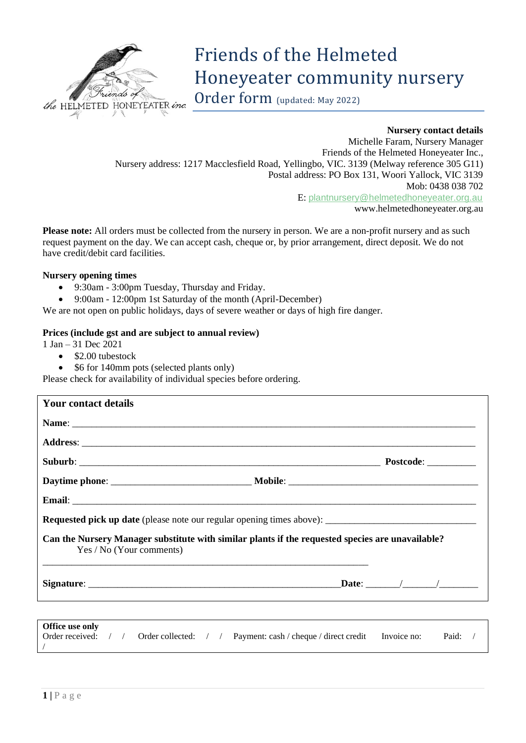# Friends of the Helmeted Honeyeater community nursery

## Order form (updated: May 2022)

**Nursery contact details**
Michelle Faram, Nursery Manager
Friends of the Helmeted Honeyeater Inc.,
Nursery address: 1217 Macclesfield Road, Yellingbo, VIC. 3139 (Melway reference 305 G11)
Postal address: PO Box 131, Woori Yallock, VIC 3139
Mob: 0438 038 702
E: plantnursery@helmetedhoneyeater.org.au
www.helmetedhoneyeater.org.au

**Please note:** All orders must be collected from the nursery in person. We are a non-profit nursery and as such request payment on the day. We can accept cash, cheque or, by prior arrangement, direct deposit. We do not have credit/debit card facilities.

**Nursery opening times**

- 9:30am - 3:00pm Tuesday, Thursday and Friday.
- 9:00am - 12:00pm 1st Saturday of the month (April-December)

We are not open on public holidays, days of severe weather or days of high fire danger.

**Prices (include gst and are subject to annual review)**

1 Jan – 31 Dec 2021

- $2.00 tubestock
- $6 for 140mm pots (selected plants only)

Please check for availability of individual species before ordering.

**Your contact details**

**Name**: ______________________________________________

**Address**: ______________________________________________

**Suburb**: ________________________________ **Postcode**: __________

**Daytime phone**: ____________________ **Mobile**: ____________________

**Email**: ______________________________________________

**Requested pick up date** (please note our regular opening times above): ____________________

**Can the Nursery Manager substitute with similar plants if the requested species are unavailable?**
Yes / No (Your comments)

______________________________________________

**Signature**: ________________________________ **Date**: _______/_______/________

**Office use only**
Order received: / / Order collected: / / Payment: cash / cheque / direct credit Invoice no: Paid: / /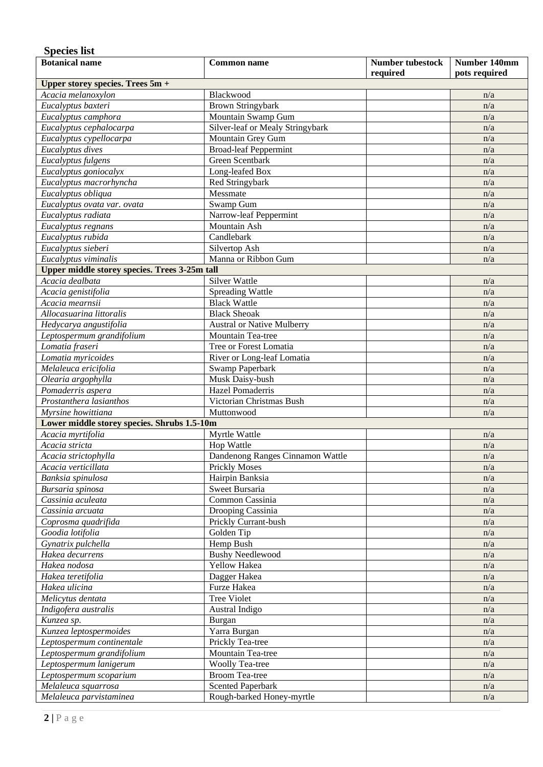**Species list**

| Botanical name | Common name | Number tubestock required | Number 140mm pots required |
|---|---|---|---|
| **Upper storey species. Trees 5m +** | | | |
| *Acacia melanoxylon* | Blackwood | | n/a |
| *Eucalyptus baxteri* | Brown Stringybark | | n/a |
| *Eucalyptus camphora* | Mountain Swamp Gum | | n/a |
| *Eucalyptus cephalocarpa* | Silver-leaf or Mealy Stringybark | | n/a |
| *Eucalyptus cypellocarpa* | Mountain Grey Gum | | n/a |
| *Eucalyptus dives* | Broad-leaf Peppermint | | n/a |
| *Eucalyptus fulgens* | Green Scentbark | | n/a |
| *Eucalyptus goniocalyx* | Long-leafed Box | | n/a |
| *Eucalyptus macrorhyncha* | Red Stringybark | | n/a |
| *Eucalyptus obliqua* | Messmate | | n/a |
| *Eucalyptus ovata var. ovata* | Swamp Gum | | n/a |
| *Eucalyptus radiata* | Narrow-leaf Peppermint | | n/a |
| *Eucalyptus regnans* | Mountain Ash | | n/a |
| *Eucalyptus rubida* | Candlebark | | n/a |
| *Eucalyptus sieberi* | Silvertop Ash | | n/a |
| *Eucalyptus viminalis* | Manna or Ribbon Gum | | n/a |
| **Upper middle storey species. Trees 3-25m tall** | | | |
| *Acacia dealbata* | Silver Wattle | | n/a |
| *Acacia genistifolia* | Spreading Wattle | | n/a |
| *Acacia mearnsii* | Black Wattle | | n/a |
| *Allocasuarina littoralis* | Black Sheoak | | n/a |
| *Hedycarya angustifolia* | Austral or Native Mulberry | | n/a |
| *Leptospermum grandifolium* | Mountain Tea-tree | | n/a |
| *Lomatia fraseri* | Tree or Forest Lomatia | | n/a |
| *Lomatia myricoides* | River or Long-leaf Lomatia | | n/a |
| *Melaleuca ericifolia* | Swamp Paperbark | | n/a |
| *Olearia argophylla* | Musk Daisy-bush | | n/a |
| *Pomaderris aspera* | Hazel Pomaderris | | n/a |
| *Prostanthera lasianthos* | Victorian Christmas Bush | | n/a |
| *Myrsine howittiana* | Muttonwood | | n/a |
| **Lower middle storey species. Shrubs 1.5-10m** | | | |
| *Acacia myrtifolia* | Myrtle Wattle | | n/a |
| *Acacia stricta* | Hop Wattle | | n/a |
| *Acacia strictophylla* | Dandenong Ranges Cinnamon Wattle | | n/a |
| *Acacia verticillata* | Prickly Moses | | n/a |
| *Banksia spinulosa* | Hairpin Banksia | | n/a |
| *Bursaria spinosa* | Sweet Bursaria | | n/a |
| *Cassinia aculeata* | Common Cassinia | | n/a |
| *Cassinia arcuata* | Drooping Cassinia | | n/a |
| *Coprosma quadrifida* | Prickly Currant-bush | | n/a |
| *Goodia lotifolia* | Golden Tip | | n/a |
| *Gynatrix pulchella* | Hemp Bush | | n/a |
| *Hakea decurrens* | Bushy Needlewood | | n/a |
| *Hakea nodosa* | Yellow Hakea | | n/a |
| *Hakea teretifolia* | Dagger Hakea | | n/a |
| *Hakea ulicina* | Furze Hakea | | n/a |
| *Melicytus dentata* | Tree Violet | | n/a |
| *Indigofera australis* | Austral Indigo | | n/a |
| *Kunzea sp.* | Burgan | | n/a |
| *Kunzea leptospermoides* | Yarra Burgan | | n/a |
| *Leptospermum continentale* | Prickly Tea-tree | | n/a |
| *Leptospermum grandifolium* | Mountain Tea-tree | | n/a |
| *Leptospermum lanigerum* | Woolly Tea-tree | | n/a |
| *Leptospermum scoparium* | Broom Tea-tree | | n/a |
| *Melaleuca squarrosa* | Scented Paperbark | | n/a |
| *Melaleuca parvistaminea* | Rough-barked Honey-myrtle | | n/a |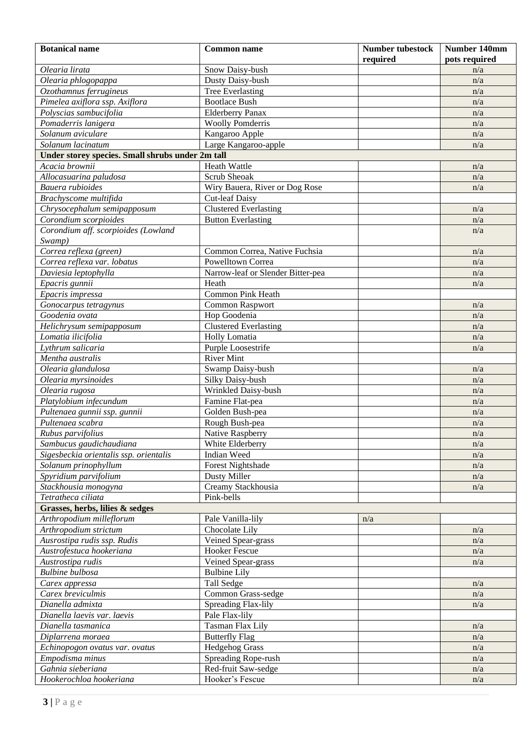| Botanical name | Common name | Number tubestock required | Number 140mm pots required |
|---|---|---|---|
| *Olearia lirata* | Snow Daisy-bush | | n/a |
| *Olearia phlogopappa* | Dusty Daisy-bush | | n/a |
| *Ozothamnus ferrugineus* | Tree Everlasting | | n/a |
| *Pimelea axiflora ssp. Axiflora* | Bootlace Bush | | n/a |
| *Polyscias sambucifolia* | Elderberry Panax | | n/a |
| *Pomaderris lanigera* | Woolly Pomderris | | n/a |
| *Solanum aviculare* | Kangaroo Apple | | n/a |
| *Solanum lacinatum* | Large Kangaroo-apple | | n/a |
| **Under storey species. Small shrubs under 2m tall** | | | |
| *Acacia brownii* | Heath Wattle | | n/a |
| *Allocasuarina paludosa* | Scrub Sheoak | | n/a |
| *Bauera rubioides* | Wiry Bauera, River or Dog Rose | | n/a |
| *Brachyscome multifida* | Cut-leaf Daisy | | |
| *Chrysocephalum semipapposum* | Clustered Everlasting | | n/a |
| *Corondium scorpioides* | Button Everlasting | | n/a |
| *Corondium aff. scorpioides (Lowland Swamp)* | | | n/a |
| *Correa reflexa (green)* | Common Correa, Native Fuchsia | | n/a |
| *Correa reflexa var. lobatus* | Powelltown Correa | | n/a |
| *Daviesia leptophylla* | Narrow-leaf or Slender Bitter-pea | | n/a |
| *Epacris gunnii* | Heath | | n/a |
| *Epacris impressa* | Common Pink Heath | | |
| *Gonocarpus tetragynus* | Common Raspwort | | n/a |
| *Goodenia ovata* | Hop Goodenia | | n/a |
| *Helichrysum semipapposum* | Clustered Everlasting | | n/a |
| *Lomatia ilicifolia* | Holly Lomatia | | n/a |
| *Lythrum salicaria* | Purple Loosestrife | | n/a |
| *Mentha australis* | River Mint | | |
| *Olearia glandulosa* | Swamp Daisy-bush | | n/a |
| *Olearia myrsinoides* | Silky Daisy-bush | | n/a |
| *Olearia rugosa* | Wrinkled Daisy-bush | | n/a |
| *Platylobium infecundum* | Famine Flat-pea | | n/a |
| *Pultenaea gunnii ssp. gunnii* | Golden Bush-pea | | n/a |
| *Pultenaea scabra* | Rough Bush-pea | | n/a |
| *Rubus parvifolius* | Native Raspberry | | n/a |
| *Sambucus gaudichaudiana* | White Elderberry | | n/a |
| *Sigesbeckia orientalis ssp. orientalis* | Indian Weed | | n/a |
| *Solanum prinophyllum* | Forest Nightshade | | n/a |
| *Spyridium parvifolium* | Dusty Miller | | n/a |
| *Stackhousia monogyna* | Creamy Stackhousia | | n/a |
| *Tetratheca ciliata* | Pink-bells | | |
| **Grasses, herbs, lilies & sedges** | | | |
| *Arthropodium milleflorum* | Pale Vanilla-lily | n/a | |
| *Arthropodium strictum* | Chocolate Lily | | n/a |
| *Ausrostipa rudis ssp. Rudis* | Veined Spear-grass | | n/a |
| *Austrofestuca hookeriana* | Hooker Fescue | | n/a |
| *Austrostipa rudis* | Veined Spear-grass | | n/a |
| *Bulbine bulbosa* | Bulbine Lily | | |
| *Carex appressa* | Tall Sedge | | n/a |
| *Carex breviculmis* | Common Grass-sedge | | n/a |
| *Dianella admixta* | Spreading Flax-lily | | n/a |
| *Dianella laevis var. laevis* | Pale Flax-lily | | |
| *Dianella tasmanica* | Tasman Flax Lily | | n/a |
| *Diplarrena moraea* | Butterfly Flag | | n/a |
| *Echinopogon ovatus var. ovatus* | Hedgehog Grass | | n/a |
| *Empodisma minus* | Spreading Rope-rush | | n/a |
| *Gahnia sieberiana* | Red-fruit Saw-sedge | | n/a |
| *Hookerochloa hookeriana* | Hooker's Fescue | | n/a |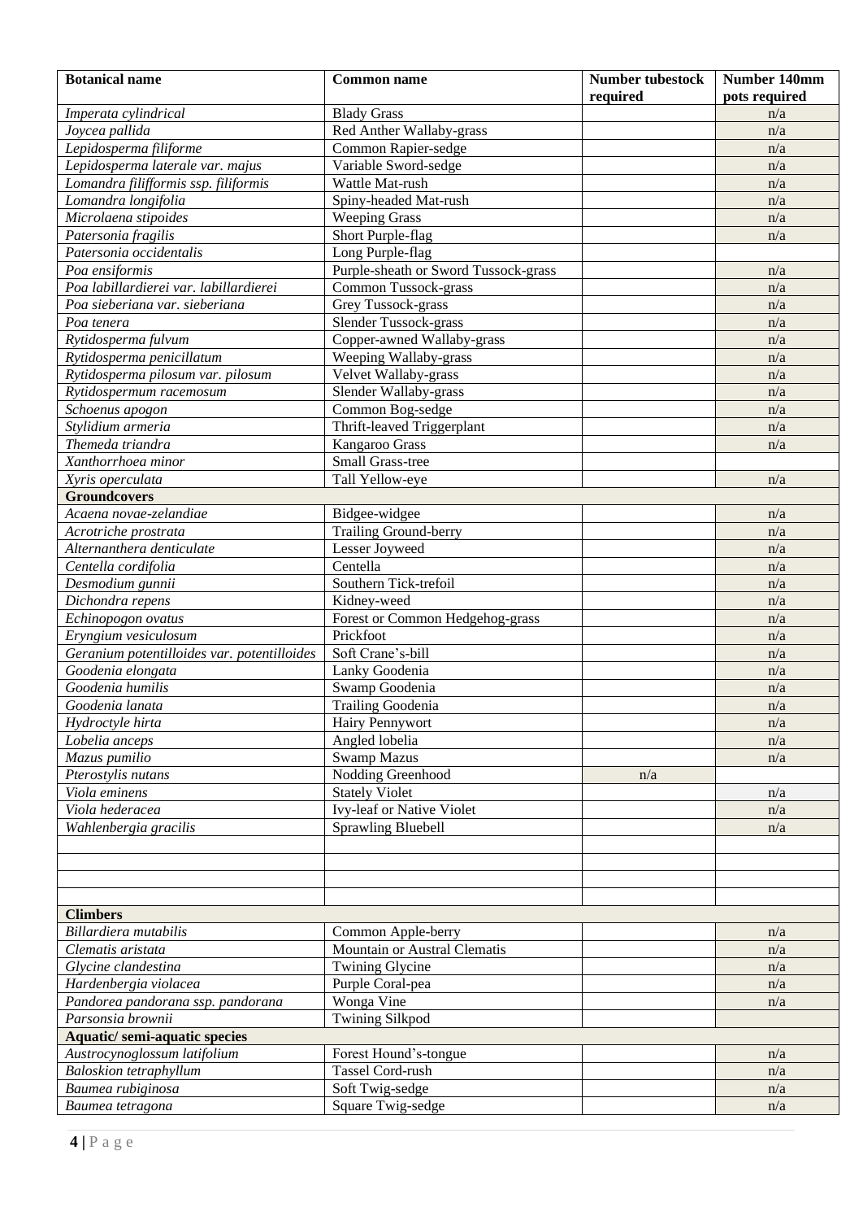| Botanical name | Common name | Number tubestock required | Number 140mm pots required |
|---|---|---|---|
| *Imperata cylindrical* | Blady Grass | | n/a |
| *Joycea pallida* | Red Anther Wallaby-grass | | n/a |
| *Lepidosperma filiforme* | Common Rapier-sedge | | n/a |
| *Lepidosperma laterale var. majus* | Variable Sword-sedge | | n/a |
| *Lomandra filifformis ssp. filiformis* | Wattle Mat-rush | | n/a |
| *Lomandra longifolia* | Spiny-headed Mat-rush | | n/a |
| *Microlaena stipoides* | Weeping Grass | | n/a |
| *Patersonia fragilis* | Short Purple-flag | | n/a |
| *Patersonia occidentalis* | Long Purple-flag | | |
| *Poa ensiformis* | Purple-sheath or Sword Tussock-grass | | n/a |
| *Poa labillardierei var. labillardierei* | Common Tussock-grass | | n/a |
| *Poa sieberiana var. sieberiana* | Grey Tussock-grass | | n/a |
| *Poa tenera* | Slender Tussock-grass | | n/a |
| *Rytidosperma fulvum* | Copper-awned Wallaby-grass | | n/a |
| *Rytidosperma penicillatum* | Weeping Wallaby-grass | | n/a |
| *Rytidosperma pilosum var. pilosum* | Velvet Wallaby-grass | | n/a |
| *Rytidospermum racemosum* | Slender Wallaby-grass | | n/a |
| *Schoenus apogon* | Common Bog-sedge | | n/a |
| *Stylidium armeria* | Thrift-leaved Triggerplant | | n/a |
| *Themeda triandra* | Kangaroo Grass | | n/a |
| *Xanthorrhoea minor* | Small Grass-tree | | |
| *Xyris operculata* | Tall Yellow-eye | | n/a |
| **Groundcovers** | | | |
| *Acaena novae-zelandiae* | Bidgee-widgee | | n/a |
| *Acrotriche prostrata* | Trailing Ground-berry | | n/a |
| *Alternanthera denticulate* | Lesser Joyweed | | n/a |
| *Centella cordifolia* | Centella | | n/a |
| *Desmodium gunnii* | Southern Tick-trefoil | | n/a |
| *Dichondra repens* | Kidney-weed | | n/a |
| *Echinopogon ovatus* | Forest or Common Hedgehog-grass | | n/a |
| *Eryngium vesiculosum* | Prickfoot | | n/a |
| *Geranium potentilloides var. potentilloides* | Soft Crane's-bill | | n/a |
| *Goodenia elongata* | Lanky Goodenia | | n/a |
| *Goodenia humilis* | Swamp Goodenia | | n/a |
| *Goodenia lanata* | Trailing Goodenia | | n/a |
| *Hydroctyle hirta* | Hairy Pennywort | | n/a |
| *Lobelia anceps* | Angled lobelia | | n/a |
| *Mazus pumilio* | Swamp Mazus | | n/a |
| *Pterostylis nutans* | Nodding Greenhood | n/a | |
| *Viola eminens* | Stately Violet | | n/a |
| *Viola hederacea* | Ivy-leaf or Native Violet | | n/a |
| *Wahlenbergia gracilis* | Sprawling Bluebell | | n/a |
| | | | |
| | | | |
| | | | |
| | | | |
| **Climbers** | | | |
| *Billardiera mutabilis* | Common Apple-berry | | n/a |
| *Clematis aristata* | Mountain or Austral Clematis | | n/a |
| *Glycine clandestina* | Twining Glycine | | n/a |
| *Hardenbergia violacea* | Purple Coral-pea | | n/a |
| *Pandorea pandorana ssp. pandorana* | Wonga Vine | | n/a |
| *Parsonsia brownii* | Twining Silkpod | | |
| **Aquatic/ semi-aquatic species** | | | |
| *Austrocynoglossum latifolium* | Forest Hound's-tongue | | n/a |
| *Baloskion tetraphyllum* | Tassel Cord-rush | | n/a |
| *Baumea rubiginosa* | Soft Twig-sedge | | n/a |
| *Baumea tetragona* | Square Twig-sedge | | n/a |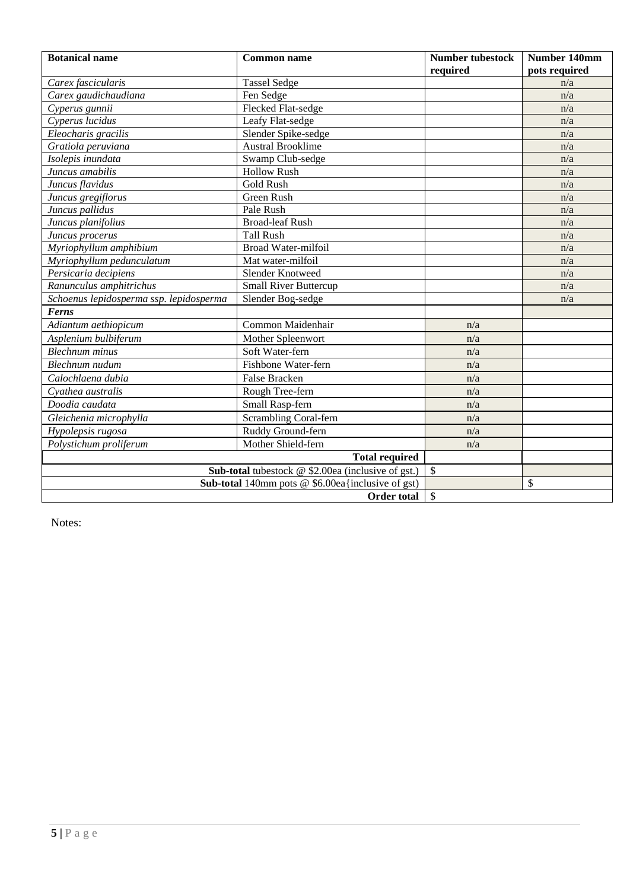| Botanical name | Common name | Number tubestock required | Number 140mm pots required |
|---|---|---|---|
| *Carex fascicularis* | Tassel Sedge | | n/a |
| *Carex gaudichaudiana* | Fen Sedge | | n/a |
| *Cyperus gunnii* | Flecked Flat-sedge | | n/a |
| *Cyperus lucidus* | Leafy Flat-sedge | | n/a |
| *Eleocharis gracilis* | Slender Spike-sedge | | n/a |
| *Gratiola peruviana* | Austral Brooklime | | n/a |
| *Isolepis inundata* | Swamp Club-sedge | | n/a |
| *Juncus amabilis* | Hollow Rush | | n/a |
| *Juncus flavidus* | Gold Rush | | n/a |
| *Juncus gregiflorus* | Green Rush | | n/a |
| *Juncus pallidus* | Pale Rush | | n/a |
| *Juncus planifolius* | Broad-leaf Rush | | n/a |
| *Juncus procerus* | Tall Rush | | n/a |
| *Myriophyllum amphibium* | Broad Water-milfoil | | n/a |
| *Myriophyllum pedunculatum* | Mat water-milfoil | | n/a |
| *Persicaria decipiens* | Slender Knotweed | | n/a |
| *Ranunculus amphitrichus* | Small River Buttercup | | n/a |
| *Schoenus lepidosperma ssp. lepidosperma* | Slender Bog-sedge | | n/a |
| ***Ferns*** | | | |
| *Adiantum aethiopicum* | Common Maidenhair | n/a | |
| *Asplenium bulbiferum* | Mother Spleenwort | n/a | |
| *Blechnum minus* | Soft Water-fern | n/a | |
| *Blechnum nudum* | Fishbone Water-fern | n/a | |
| *Calochlaena dubia* | False Bracken | n/a | |
| *Cyathea australis* | Rough Tree-fern | n/a | |
| *Doodia caudata* | Small Rasp-fern | n/a | |
| *Gleichenia microphylla* | Scrambling Coral-fern | n/a | |
| *Hypolepsis rugosa* | Ruddy Ground-fern | n/a | |
| *Polystichum proliferum* | Mother Shield-fern | n/a | |
| | **Total required** | | |
| | **Sub-total** tubestock @ $2.00ea (inclusive of gst.) | $ | |
| | **Sub-total** 140mm pots @ $6.00ea{inclusive of gst) | | $ |
| | **Order total** | $ | |

Notes: